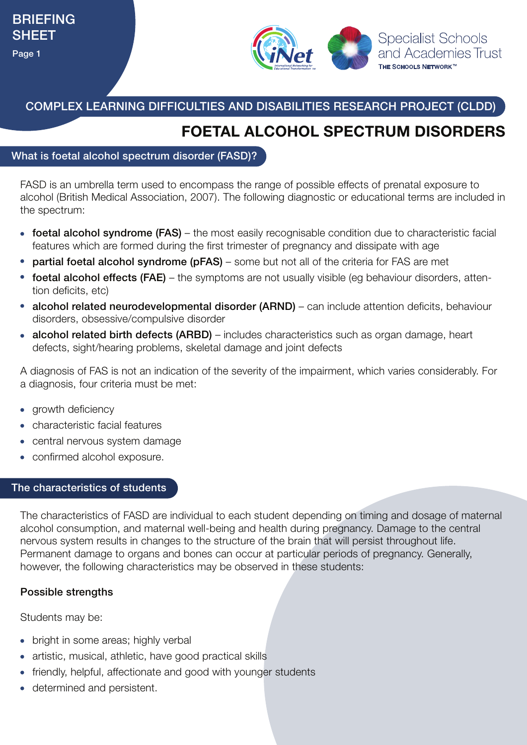COMPLEX LEARNING DIFFICULTIES AND DISABILITIES RESEARCH PROJECT (CLDD)

# FOETAL ALCOHOL SPECTRUM DISORDERS

## What is foetal alcohol spectrum disorder (FASD)?

FASD is an umbrella term used to encompass the range of possible effects of prenatal exposure to alcohol (British Medical Association, 2007). The following diagnostic or educational terms are included in the spectrum:

- **foetal alcohol syndrome (FAS)** – the most easily recognisable condition due to characteristic facial features which are formed during the first trimester of pregnancy and dissipate with age
- **partial foetal alcohol syndrome (pFAS)** – some but not all of the criteria for FAS are met
- **foetal alcohol effects (FAE)** – the symptoms are not usually visible (eg behaviour disorders, attention deficits, etc)
- **alcohol related neurodevelopmental disorder (ARND)** – can include attention deficits, behaviour disorders, obsessive/compulsive disorder
- **alcohol related birth defects (ARBD)** – includes characteristics such as organ damage, heart defects, sight/hearing problems, skeletal damage and joint defects

A diagnosis of FAS is not an indication of the severity of the impairment, which varies considerably. For a diagnosis, four criteria must be met:

- growth deficiency
- characteristic facial features
- central nervous system damage
- confirmed alcohol exposure.

## The characteristics of students

The characteristics of FASD are individual to each student depending on timing and dosage of maternal alcohol consumption, and maternal well-being and health during pregnancy. Damage to the central nervous system results in changes to the structure of the brain that will persist throughout life. Permanent damage to organs and bones can occur at particular periods of pregnancy. Generally, however, the following characteristics may be observed in these students:

### Possible strengths

Students may be:

- bright in some areas; highly verbal
- artistic, musical, athletic, have good practical skills
- friendly, helpful, affectionate and good with younger students
- determined and persistent.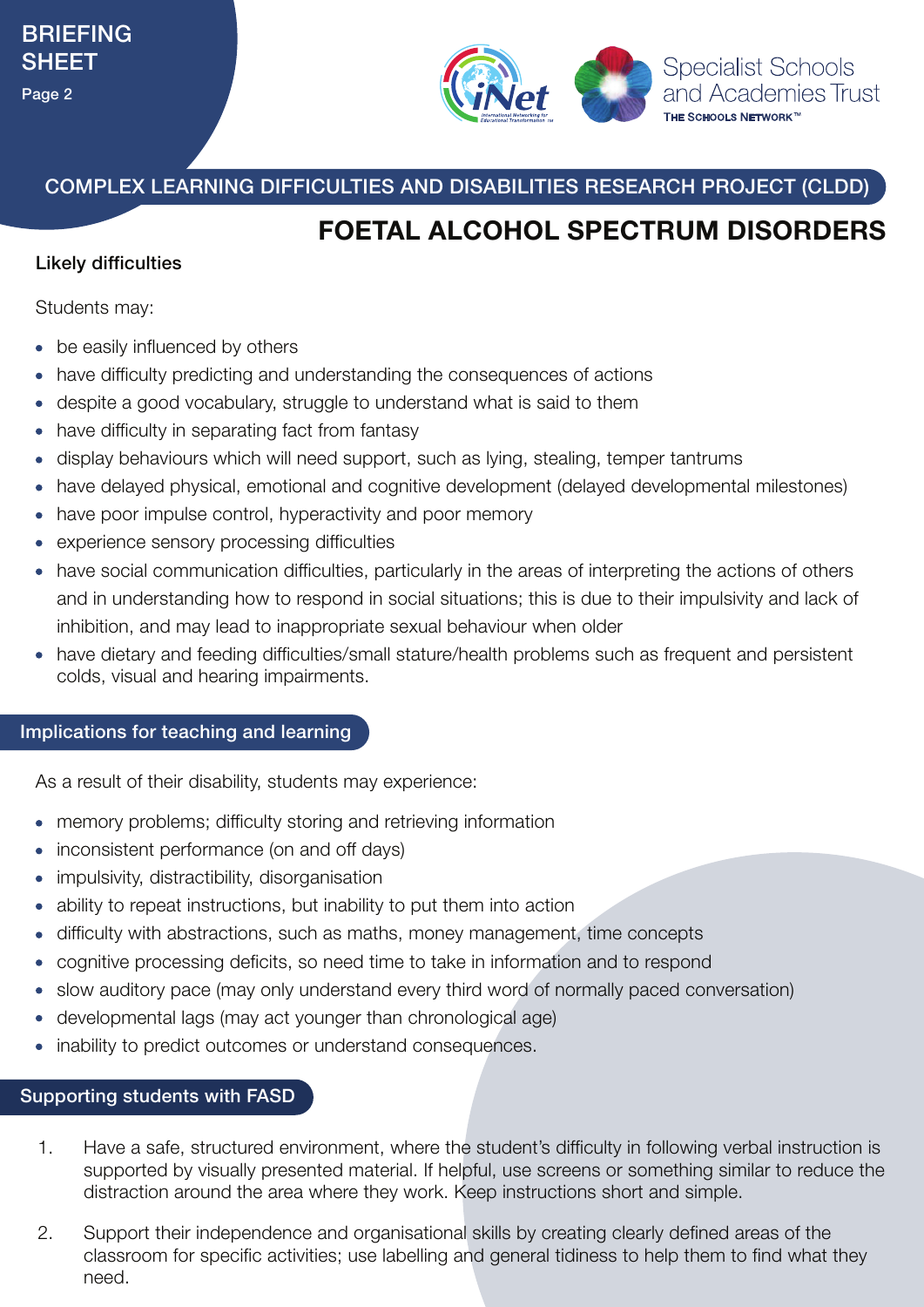## COMPLEX LEARNING DIFFICULTIES AND DISABILITIES RESEARCH PROJECT (CLDD)

# FOETAL ALCOHOL SPECTRUM DISORDERS

### Likely difficulties

Students may:

- be easily influenced by others
- have difficulty predicting and understanding the consequences of actions
- despite a good vocabulary, struggle to understand what is said to them
- have difficulty in separating fact from fantasy
- display behaviours which will need support, such as lying, stealing, temper tantrums
- have delayed physical, emotional and cognitive development (delayed developmental milestones)
- have poor impulse control, hyperactivity and poor memory
- experience sensory processing difficulties
- have social communication difficulties, particularly in the areas of interpreting the actions of others and in understanding how to respond in social situations; this is due to their impulsivity and lack of inhibition, and may lead to inappropriate sexual behaviour when older
- have dietary and feeding difficulties/small stature/health problems such as frequent and persistent colds, visual and hearing impairments.

## Implications for teaching and learning

As a result of their disability, students may experience:

- memory problems; difficulty storing and retrieving information
- inconsistent performance (on and off days)
- impulsivity, distractibility, disorganisation
- ability to repeat instructions, but inability to put them into action
- difficulty with abstractions, such as maths, money management, time concepts
- cognitive processing deficits, so need time to take in information and to respond
- slow auditory pace (may only understand every third word of normally paced conversation)
- developmental lags (may act younger than chronological age)
- inability to predict outcomes or understand consequences.

## Supporting students with FASD

1. Have a safe, structured environment, where the student's difficulty in following verbal instruction is supported by visually presented material. If helpful, use screens or something similar to reduce the distraction around the area where they work. Keep instructions short and simple.

2. Support their independence and organisational skills by creating clearly defined areas of the classroom for specific activities; use labelling and general tidiness to help them to find what they need.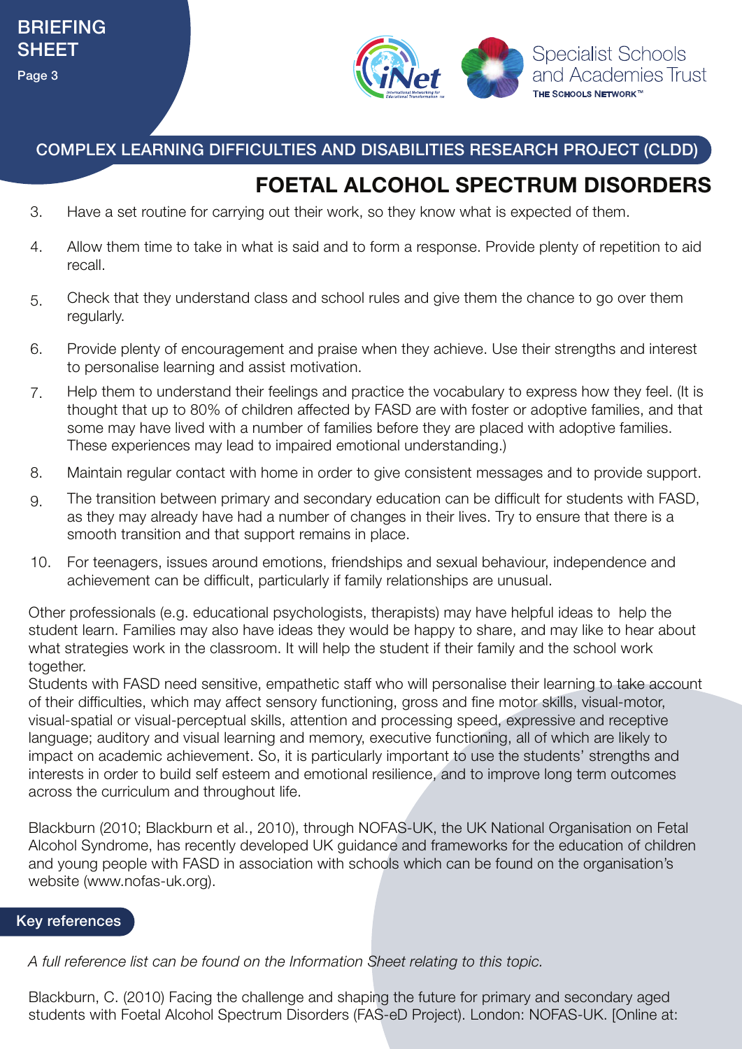## COMPLEX LEARNING DIFFICULTIES AND DISABILITIES RESEARCH PROJECT (CLDD)

# FOETAL ALCOHOL SPECTRUM DISORDERS

3. Have a set routine for carrying out their work, so they know what is expected of them.
4. Allow them time to take in what is said and to form a response. Provide plenty of repetition to aid recall.
5. Check that they understand class and school rules and give them the chance to go over them regularly.
6. Provide plenty of encouragement and praise when they achieve. Use their strengths and interest to personalise learning and assist motivation.
7. Help them to understand their feelings and practice the vocabulary to express how they feel. (It is thought that up to 80% of children affected by FASD are with foster or adoptive families, and that some may have lived with a number of families before they are placed with adoptive families. These experiences may lead to impaired emotional understanding.)
8. Maintain regular contact with home in order to give consistent messages and to provide support.
9. The transition between primary and secondary education can be difficult for students with FASD, as they may already have had a number of changes in their lives. Try to ensure that there is a smooth transition and that support remains in place.
10. For teenagers, issues around emotions, friendships and sexual behaviour, independence and achievement can be difficult, particularly if family relationships are unusual.

Other professionals (e.g. educational psychologists, therapists) may have helpful ideas to help the student learn. Families may also have ideas they would be happy to share, and may like to hear about what strategies work in the classroom. It will help the student if their family and the school work together.
Students with FASD need sensitive, empathetic staff who will personalise their learning to take account of their difficulties, which may affect sensory functioning, gross and fine motor skills, visual-motor, visual-spatial or visual-perceptual skills, attention and processing speed, expressive and receptive language; auditory and visual learning and memory, executive functioning, all of which are likely to impact on academic achievement. So, it is particularly important to use the students' strengths and interests in order to build self esteem and emotional resilience, and to improve long term outcomes across the curriculum and throughout life.

Blackburn (2010; Blackburn et al., 2010), through NOFAS-UK, the UK National Organisation on Fetal Alcohol Syndrome, has recently developed UK guidance and frameworks for the education of children and young people with FASD in association with schools which can be found on the organisation's website (www.nofas-uk.org).

## Key references

*A full reference list can be found on the Information Sheet relating to this topic.*

Blackburn, C. (2010) Facing the challenge and shaping the future for primary and secondary aged students with Foetal Alcohol Spectrum Disorders (FAS-eD Project). London: NOFAS-UK. [Online at: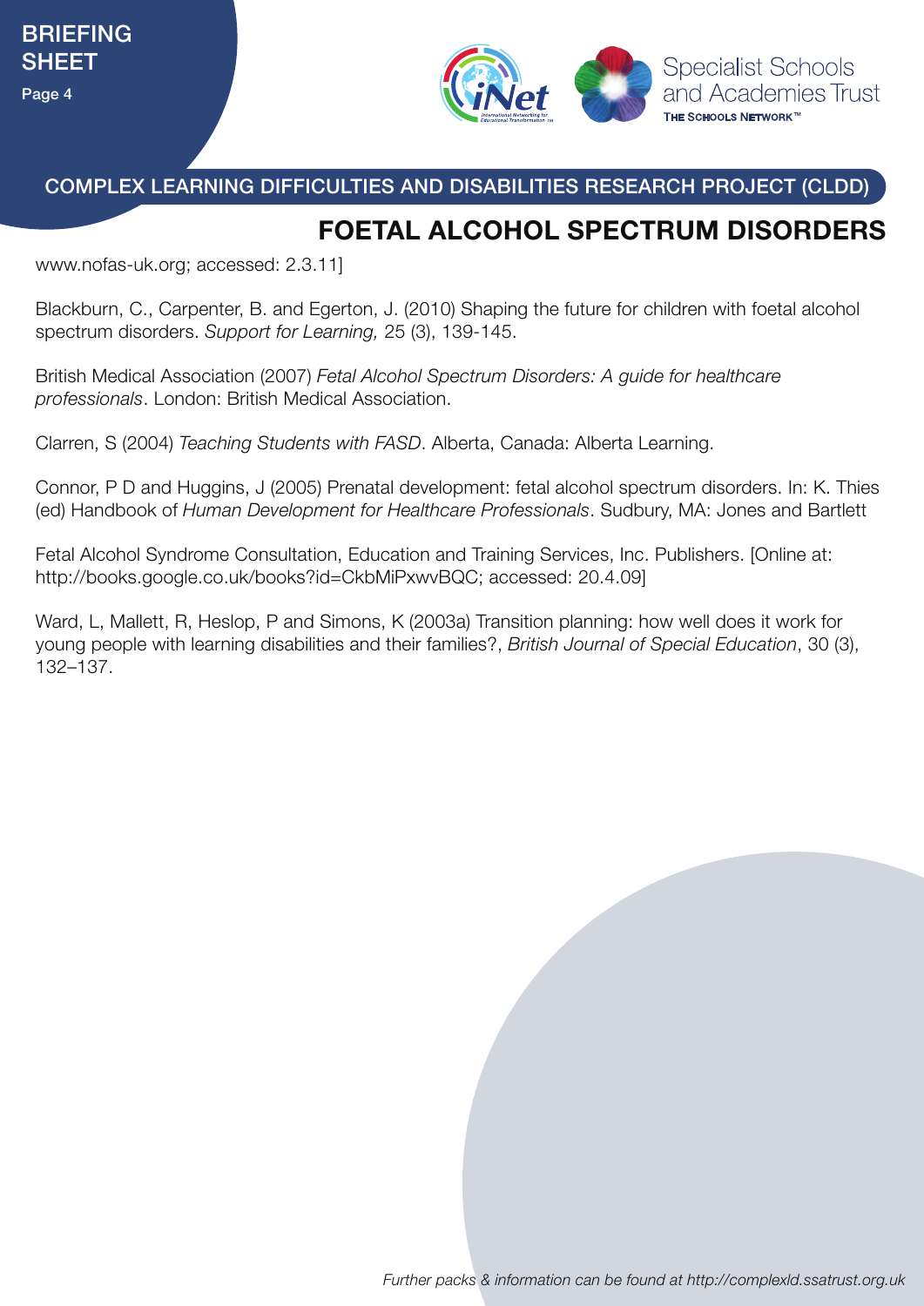www.nofas-uk.org; accessed: 2.3.11]

Blackburn, C., Carpenter, B. and Egerton, J. (2010) Shaping the future for children with foetal alcohol spectrum disorders. *Support for Learning,* 25 (3), 139-145.

British Medical Association (2007) *Fetal Alcohol Spectrum Disorders: A guide for healthcare professionals*. London: British Medical Association.

Clarren, S (2004) *Teaching Students with FASD*. Alberta, Canada: Alberta Learning.

Connor, P D and Huggins, J (2005) Prenatal development: fetal alcohol spectrum disorders. In: K. Thies (ed) Handbook of *Human Development for Healthcare Professionals*. Sudbury, MA: Jones and Bartlett

Fetal Alcohol Syndrome Consultation, Education and Training Services, Inc. Publishers. [Online at: http://books.google.co.uk/books?id=CkbMiPxwvBQC; accessed: 20.4.09]

Ward, L, Mallett, R, Heslop, P and Simons, K (2003a) Transition planning: how well does it work for young people with learning disabilities and their families?, *British Journal of Special Education*, 30 (3), 132–137.

*Further packs & information can be found at http://complexld.ssatrust.org.uk*